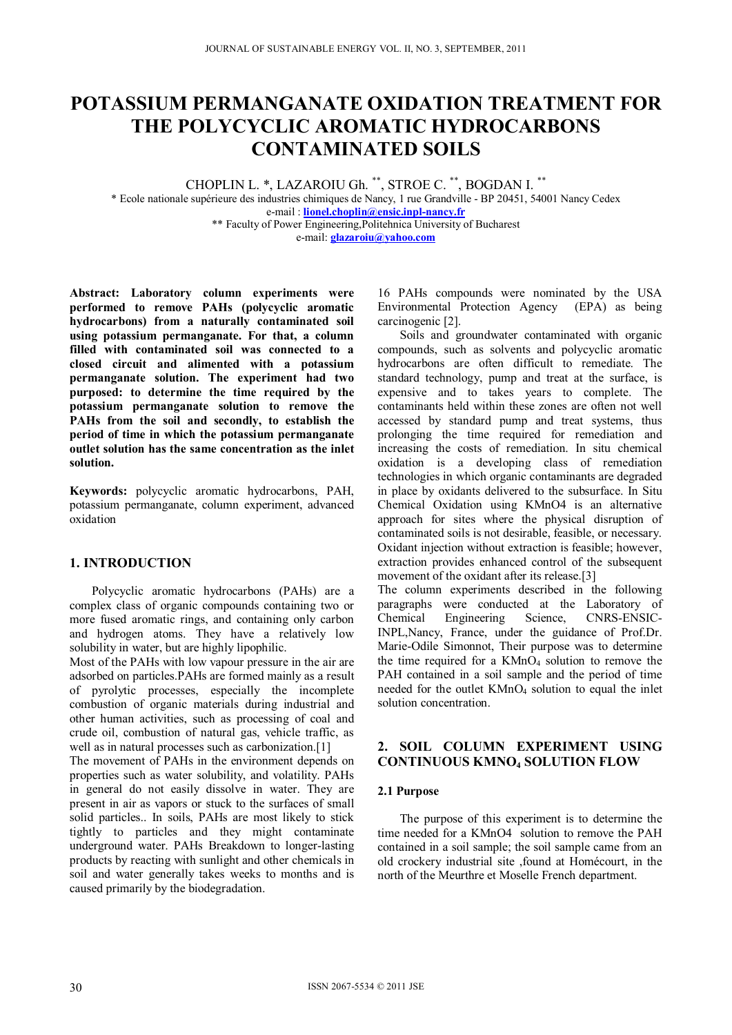# POTASSIUM PERMANGANATE OXIDATION TREATMENT FOR THE POLYCYCLIC AROMATIC HYDROCARBONS CONTAMINATED SOILS

CHOPLIN L. *, LAZAROIU Gh. **, STROE C. **, BOGDAN I. **

* Ecole nationale supérieure des industries chimiques de Nancy, 1 rue Grandville - BP 20451, 54001 Nancy Cedex
e-mail : lionel.choplin@ensic.inpl-nancy.fr

** Faculty of Power Engineering,Politehnica University of Bucharest
e-mail: glazaroiu@yahoo.com

**Abstract: Laboratory column experiments were performed to remove PAHs (polycyclic aromatic hydrocarbons) from a naturally contaminated soil using potassium permanganate. For that, a column filled with contaminated soil was connected to a closed circuit and alimented with a potassium permanganate solution. The experiment had two purposed: to determine the time required by the potassium permanganate solution to remove the PAHs from the soil and secondly, to establish the period of time in which the potassium permanganate outlet solution has the same concentration as the inlet solution.**

**Keywords:** polycyclic aromatic hydrocarbons, PAH, potassium permanganate, column experiment, advanced oxidation

## 1. INTRODUCTION

Polycyclic aromatic hydrocarbons (PAHs) are a complex class of organic compounds containing two or more fused aromatic rings, and containing only carbon and hydrogen atoms. They have a relatively low solubility in water, but are highly lipophilic.

Most of the PAHs with low vapour pressure in the air are adsorbed on particles.PAHs are formed mainly as a result of pyrolytic processes, especially the incomplete combustion of organic materials during industrial and other human activities, such as processing of coal and crude oil, combustion of natural gas, vehicle traffic, as well as in natural processes such as carbonization.[1]

The movement of PAHs in the environment depends on properties such as water solubility, and volatility. PAHs in general do not easily dissolve in water. They are present in air as vapors or stuck to the surfaces of small solid particles.. In soils, PAHs are most likely to stick tightly to particles and they might contaminate underground water. PAHs Breakdown to longer-lasting products by reacting with sunlight and other chemicals in soil and water generally takes weeks to months and is caused primarily by the biodegradation.

16 PAHs compounds were nominated by the USA Environmental Protection Agency (EPA) as being carcinogenic [2].

Soils and groundwater contaminated with organic compounds, such as solvents and polycyclic aromatic hydrocarbons are often difficult to remediate. The standard technology, pump and treat at the surface, is expensive and to takes years to complete. The contaminants held within these zones are often not well accessed by standard pump and treat systems, thus prolonging the time required for remediation and increasing the costs of remediation. In situ chemical oxidation is a developing class of remediation technologies in which organic contaminants are degraded in place by oxidants delivered to the subsurface. In Situ Chemical Oxidation using KMnO4 is an alternative approach for sites where the physical disruption of contaminated soils is not desirable, feasible, or necessary. Oxidant injection without extraction is feasible; however, extraction provides enhanced control of the subsequent movement of the oxidant after its release.[3]

The column experiments described in the following paragraphs were conducted at the Laboratory of Chemical Engineering Science, CNRS-ENSIC-INPL,Nancy, France, under the guidance of Prof.Dr. Marie-Odile Simonnot, Their purpose was to determine the time required for a $KMnO_4$ to remove the PAH contained in a soil sample and the period of time needed for the outlet $KMnO_4$ solution to equal the inlet solution concentration.

## 2. SOIL COLUMN EXPERIMENT USING CONTINUOUS $KMNO_4$ SOLUTION FLOW

### 2.1 Purpose

The purpose of this experiment is to determine the time needed for a KMnO4 solution to remove the PAH contained in a soil sample; the soil sample came from an old crockery industrial site ,found at Homécourt, in the north of the Meurthre et Moselle French department.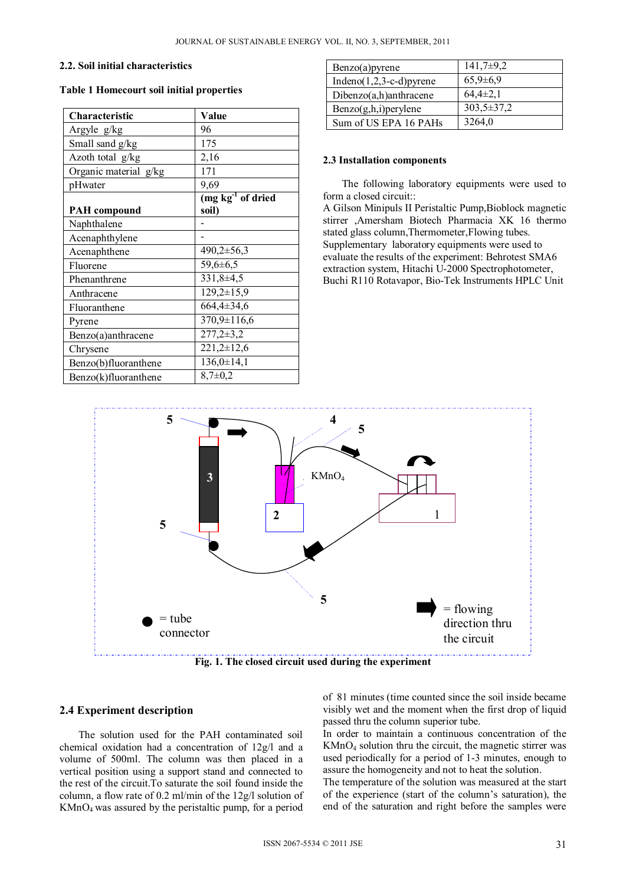### 2.2. Soil initial characteristics

**Table 1 Homecourt soil initial properties**

| Characteristic | Value |
|---|---|
| Argyle g/kg | 96 |
| Small sand g/kg | 175 |
| Azoth total g/kg | 2,16 |
| Organic material g/kg | 171 |
| pHwater | 9,69 |
| **PAH compound** | **(mg kg$^{-1}$ of dried soil)** |
| Naphthalene | - |
| Acenaphthylene | - |
| Acenaphthene | 490,2±56,3 |
| Fluorene | 59,6±6,5 |
| Phenanthrene | 331,8±4,5 |
| Anthracene | 129,2±15,9 |
| Fluoranthene | 664,4±34,6 |
| Pyrene | 370,9±116,6 |
| Benzo(a)anthracene | 277,2±3,2 |
| Chrysene | 221,2±12,6 |
| Benzo(b)fluoranthene | 136,0±14,1 |
| Benzo(k)fluoranthene | 8,7±0,2 |
| Benzo(a)pyrene | 141,7±9,2 |
| Indeno(1,2,3-c-d)pyrene | 65,9±6,9 |
| Dibenzo(a,h)anthracene | 64,4±2,1 |
| Benzo(g,h,i)perylene | 303,5±37,2 |
| Sum of US EPA 16 PAHs | 3264,0 |

### 2.3 Installation components

The following laboratory equipments were used to form a closed circuit::

A Gilson Minipuls II Peristaltic Pump,Bioblock magnetic stirrer ,Amersham Biotech Pharmacia XK 16 thermo stated glass column,Thermometer,Flowing tubes.

Supplementary laboratory equipments were used to evaluate the results of the experiment: Behrotest SMA6 extraction system, Hitachi U-2000 Spectrophotometer, Buchi R110 Rotavapor, Bio-Tek Instruments HPLC Unit

Fig. 1. The closed circuit used during the experiment

### 2.4 Experiment description

The solution used for the PAH contaminated soil chemical oxidation had a concentration of 12g/l and a volume of 500ml. The column was then placed in a vertical position using a support stand and connected to the rest of the circuit.To saturate the soil found inside the column, a flow rate of 0.2 ml/min of the 12g/l solution of $KMnO_4$ was assured by the peristaltic pump, for a period of 81 minutes (time counted since the soil inside became visibly wet and the moment when the first drop of liquid passed thru the column superior tube.

In order to maintain a continuous concentration of the $KMnO_4$ solution thru the circuit, the magnetic stirrer was used periodically for a period of 1-3 minutes, enough to assure the homogeneity and not to heat the solution.

The temperature of the solution was measured at the start of the experience (start of the column's saturation), the end of the saturation and right before the samples were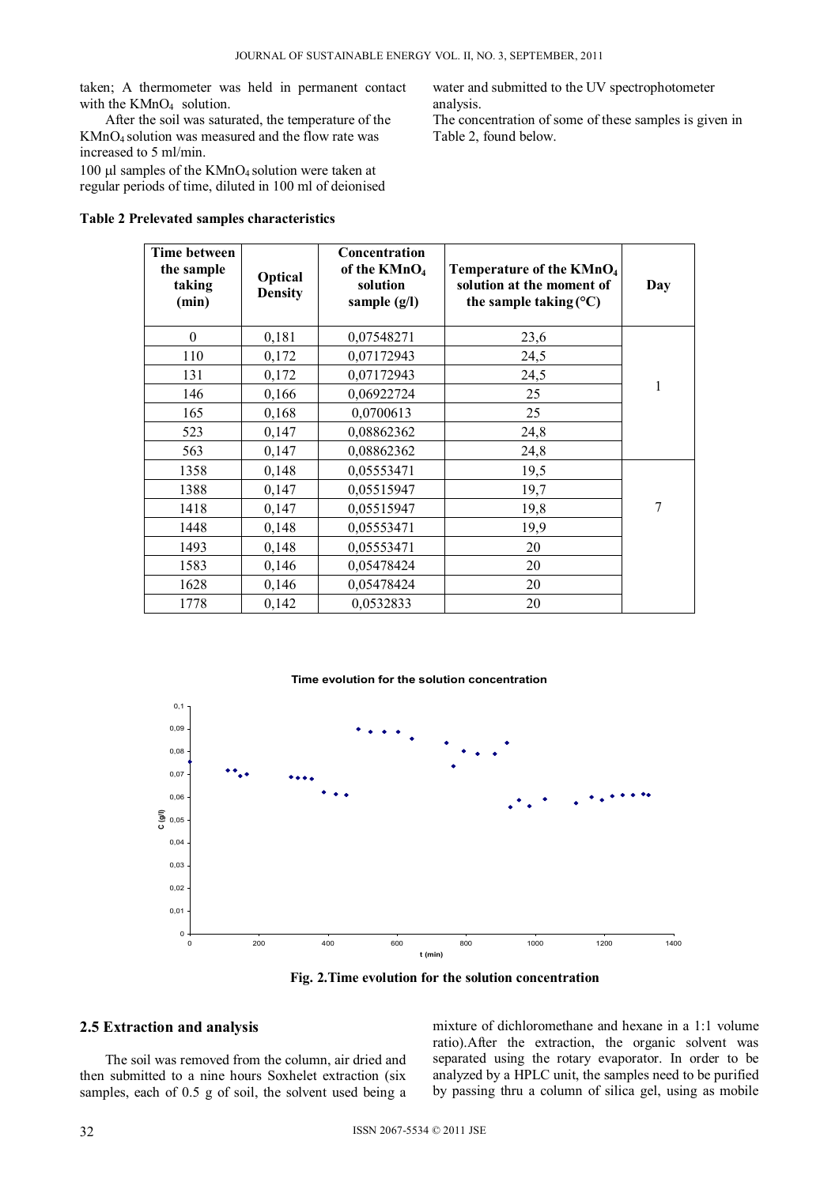taken; A thermometer was held in permanent contact with the $KMnO_4$ solution.

After the soil was saturated, the temperature of the $KMnO_4$ solution was measured and the flow rate was increased to 5 ml/min.

100 µl samples of the $KMnO_4$ solution were taken at regular periods of time, diluted in 100 ml of deionised water and submitted to the UV spectrophotometer analysis.

The concentration of some of these samples is given in Table 2, found below.

**Table 2 Prelevated samples characteristics**

| Time between the sample taking (min) | Optical Density | Concentration of the $KMnO_4$ solution sample (g/l) | Temperature of the $KMnO_4$ solution at the moment of the sample taking (°C) | Day |
|---|---|---|---|---|
| 0 | 0,181 | 0,07548271 | 23,6 | 1 |
| 110 | 0,172 | 0,07172943 | 24,5 | |
| 131 | 0,172 | 0,07172943 | 24,5 | |
| 146 | 0,166 | 0,06922724 | 25 | |
| 165 | 0,168 | 0,0700613 | 25 | |
| 523 | 0,147 | 0,08862362 | 24,8 | |
| 563 | 0,147 | 0,08862362 | 24,8 | |
| 1358 | 0,148 | 0,05553471 | 19,5 | 7 |
| 1388 | 0,147 | 0,05515947 | 19,7 | |
| 1418 | 0,147 | 0,05515947 | 19,8 | |
| 1448 | 0,148 | 0,05553471 | 19,9 | |
| 1493 | 0,148 | 0,05553471 | 20 | |
| 1583 | 0,146 | 0,05478424 | 20 | |
| 1628 | 0,146 | 0,05478424 | 20 | |
| 1778 | 0,142 | 0,0532833 | 20 | |

**Fig. 2.Time evolution for the solution concentration**

## 2.5 Extraction and analysis

The soil was removed from the column, air dried and then submitted to a nine hours Soxhelet extraction (six samples, each of 0.5 g of soil, the solvent used being a mixture of dichloromethane and hexane in a 1:1 volume ratio).After the extraction, the organic solvent was separated using the rotary evaporator. In order to be analyzed by a HPLC unit, the samples need to be purified by passing thru a column of silica gel, using as mobile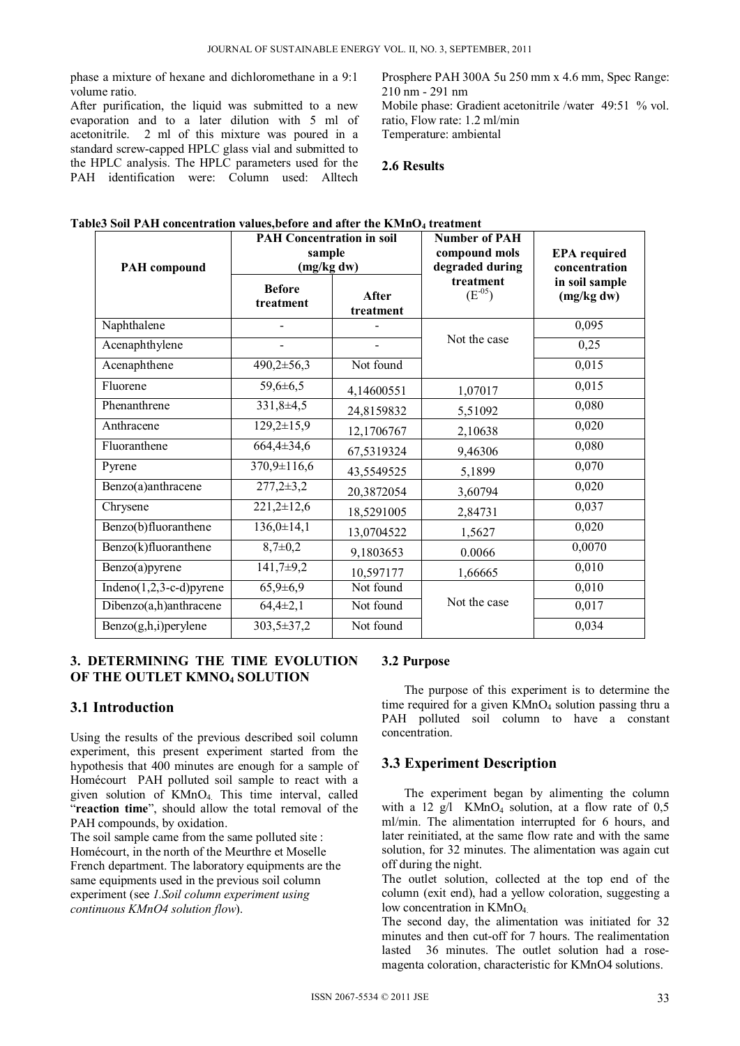phase a mixture of hexane and dichloromethane in a 9:1 volume ratio.

After purification, the liquid was submitted to a new evaporation and to a later dilution with 5 ml of acetonitrile. 2 ml of this mixture was poured in a standard screw-capped HPLC glass vial and submitted to the HPLC analysis. The HPLC parameters used for the PAH identification were: Column used: Alltech Prosphere PAH 300A 5u 250 mm x 4.6 mm, Spec Range: 210 nm - 291 nm

Mobile phase: Gradient acetonitrile /water 49:51 % vol. ratio, Flow rate: 1.2 ml/min

Temperature: ambiental

### 2.6 Results

**Table3 Soil PAH concentration values,before and after the $KMnO_4$ treatment**

| PAH compound | PAH Concentration in soil sample (mg/kg dw) | | Number of PAH compound mols degraded during treatment ($E^{-05}$) | EPA required concentration in soil sample (mg/kg dw) |
|---|---|---|---|---|
| | Before treatment | After treatment | | |
| Naphthalene | - | - | Not the case | 0,095 |
| Acenaphthylene | - | - | | 0,25 |
| Acenaphthene | 490,2±56,3 | Not found | | 0,015 |
| Fluorene | 59,6±6,5 | 4,14600551 | 1,07017 | 0,015 |
| Phenanthrene | 331,8±4,5 | 24,8159832 | 5,51092 | 0,080 |
| Anthracene | 129,2±15,9 | 12,1706767 | 2,10638 | 0,020 |
| Fluoranthene | 664,4±34,6 | 67,5319324 | 9,46306 | 0,080 |
| Pyrene | 370,9±116,6 | 43,5549525 | 5,1899 | 0,070 |
| Benzo(a)anthracene | 277,2±3,2 | 20,3872054 | 3,60794 | 0,020 |
| Chrysene | 221,2±12,6 | 18,5291005 | 2,84731 | 0,037 |
| Benzo(b)fluoranthene | 136,0±14,1 | 13,0704522 | 1,5627 | 0,020 |
| Benzo(k)fluoranthene | 8,7±0,2 | 9,1803653 | 0.0066 | 0,0070 |
| Benzo(a)pyrene | 141,7±9,2 | 10,597177 | 1,66665 | 0,010 |
| Indeno(1,2,3-c-d)pyrene | 65,9±6,9 | Not found | Not the case | 0,010 |
| Dibenzo(a,h)anthracene | 64,4±2,1 | Not found | | 0,017 |
| Benzo(g,h,i)perylene | 303,5±37,2 | Not found | | 0,034 |

## 3. DETERMINING THE TIME EVOLUTION OF THE OUTLET $KMNO_4$ SOLUTION

### 3.1 Introduction

Using the results of the previous described soil column experiment, this present experiment started from the hypothesis that 400 minutes are enough for a sample of Homécourt PAH polluted soil sample to react with a given solution of $KMnO_4$. This time interval, called "**reaction time**", should allow the total removal of the PAH compounds, by oxidation.

The soil sample came from the same polluted site : Homécourt, in the north of the Meurthre et Moselle French department. The laboratory equipments are the same equipments used in the previous soil column experiment (see *1.Soil column experiment using continuous KMnO4 solution flow*).

### 3.2 Purpose

The purpose of this experiment is to determine the time required for a given $KMnO_4$ solution passing thru a PAH polluted soil column to have a constant concentration.

### 3.3 Experiment Description

The experiment began by alimenting the column with a 12 g/l $KMnO_4$ solution, at a flow rate of 0,5 ml/min. The alimentation interrupted for 6 hours, and later reinitiated, at the same flow rate and with the same solution, for 32 minutes. The alimentation was again cut off during the night.

The outlet solution, collected at the top end of the column (exit end), had a yellow coloration, suggesting a low concentration in $KMnO_4$.

The second day, the alimentation was initiated for 32 minutes and then cut-off for 7 hours. The realimentation lasted 36 minutes. The outlet solution had a rose-magenta coloration, characteristic for KMnO4 solutions.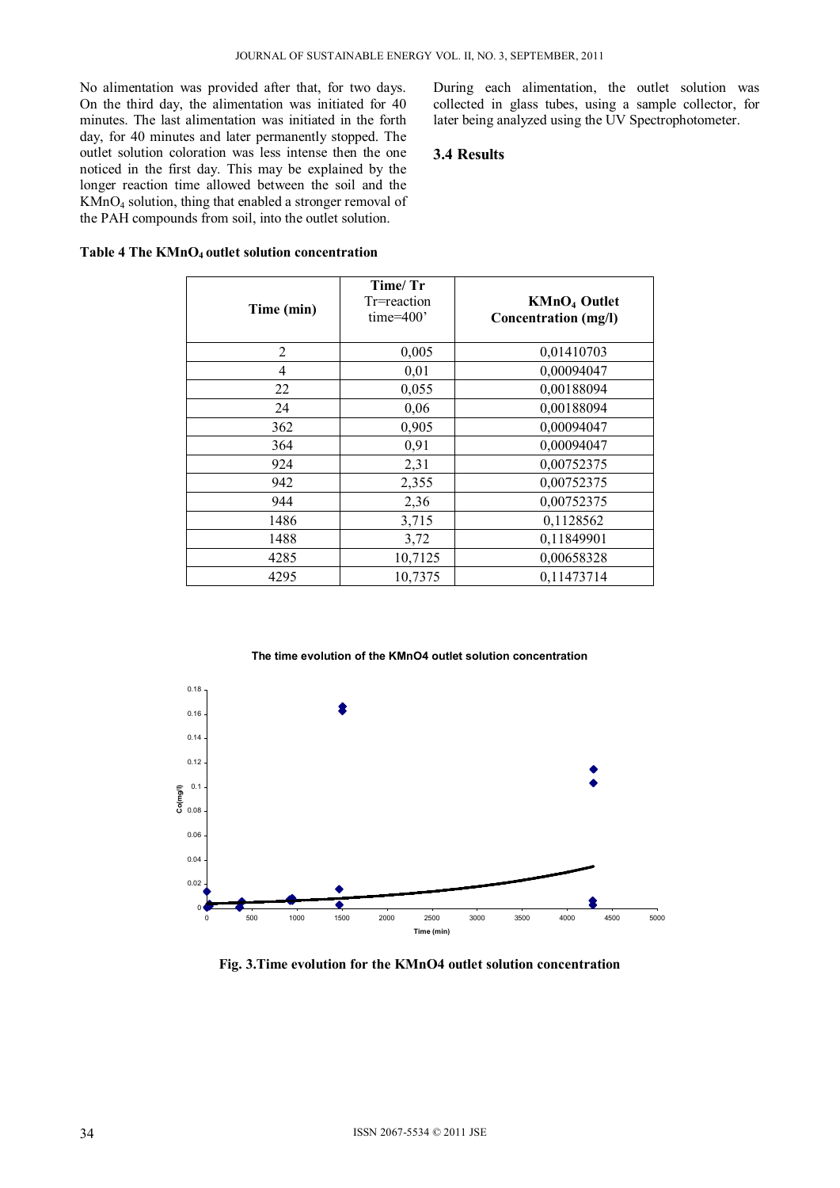No alimentation was provided after that, for two days. On the third day, the alimentation was initiated for 40 minutes. The last alimentation was initiated in the forth day, for 40 minutes and later permanently stopped. The outlet solution coloration was less intense then the one noticed in the first day. This may be explained by the longer reaction time allowed between the soil and the $KMnO_4$ solution, thing that enabled a stronger removal of the PAH compounds from soil, into the outlet solution.

During each alimentation, the outlet solution was collected in glass tubes, using a sample collector, for later being analyzed using the UV Spectrophotometer.

### 3.4 Results

**Table 4 The $KMnO_4$ outlet solution concentration**

| Time (min) | Time/ Tr Tr=reaction time=400' | $KMnO_4$ Outlet Concentration (mg/l) |
|---|---|---|
| 2 | 0,005 | 0,01410703 |
| 4 | 0,01 | 0,00094047 |
| 22 | 0,055 | 0,00188094 |
| 24 | 0,06 | 0,00188094 |
| 362 | 0,905 | 0,00094047 |
| 364 | 0,91 | 0,00094047 |
| 924 | 2,31 | 0,00752375 |
| 942 | 2,355 | 0,00752375 |
| 944 | 2,36 | 0,00752375 |
| 1486 | 3,715 | 0,1128562 |
| 1488 | 3,72 | 0,11849901 |
| 4285 | 10,7125 | 0,00658328 |
| 4295 | 10,7375 | 0,11473714 |

**Fig. 3.Time evolution for the KMnO4 outlet solution concentration**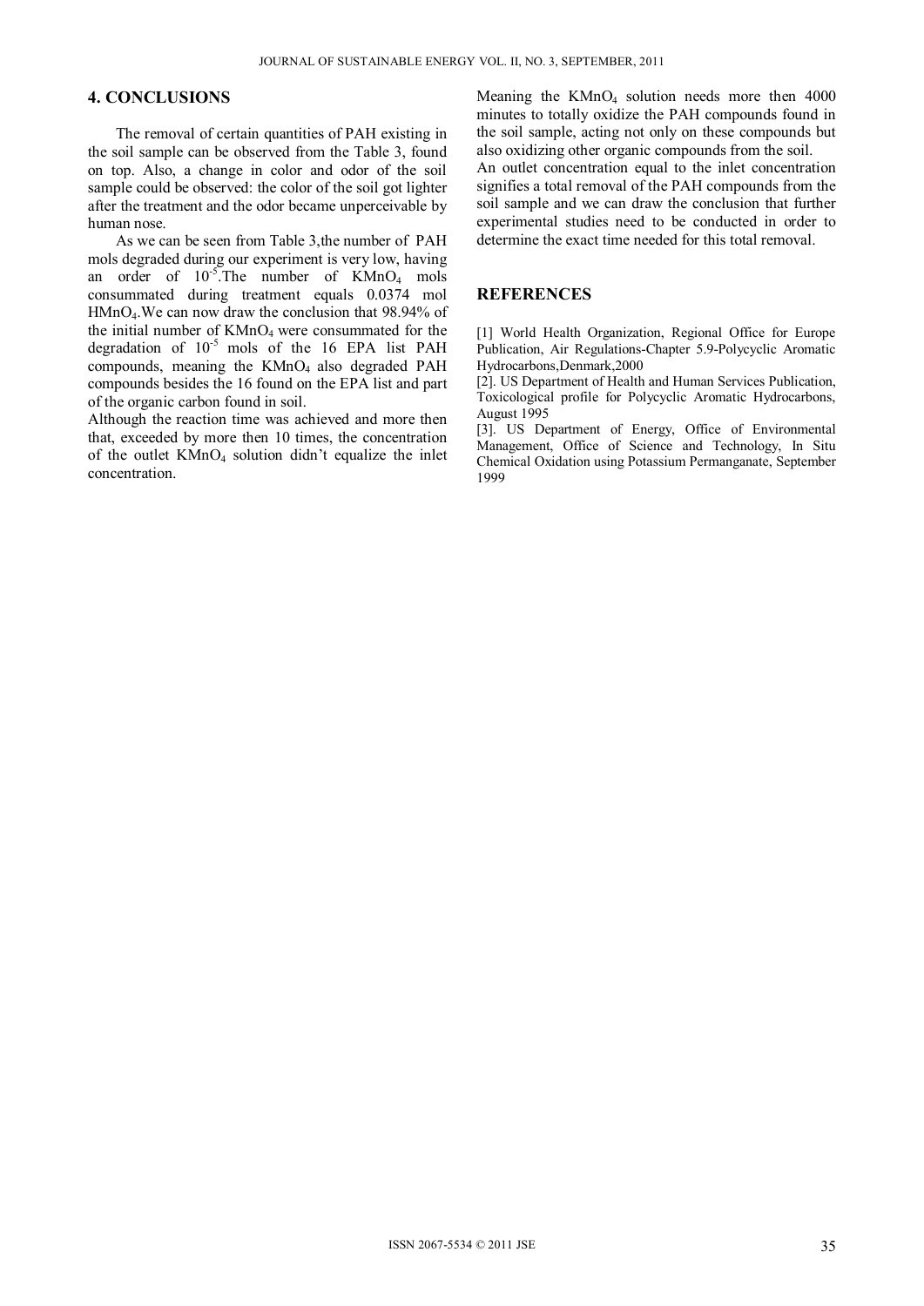## 4. CONCLUSIONS

The removal of certain quantities of PAH existing in the soil sample can be observed from the Table 3, found on top. Also, a change in color and odor of the soil sample could be observed: the color of the soil got lighter after the treatment and the odor became unperceivable by human nose.

As we can be seen from Table 3,the number of PAH mols degraded during our experiment is very low, having an order of $10^{-5}$.The number of $KMnO_4$ mols consummated during treatment equals 0.0374 mol $HMnO_4$.We can now draw the conclusion that 98.94% of the initial number of $KMnO_4$ were consummated for the degradation of $10^{-5}$ mols of the 16 EPA list PAH compounds, meaning the $KMnO_4$ also degraded PAH compounds besides the 16 found on the EPA list and part of the organic carbon found in soil.

Although the reaction time was achieved and more then that, exceeded by more then 10 times, the concentration of the outlet $KMnO_4$ solution didn't equalize the inlet concentration.

Meaning the $KMnO_4$ solution needs more then 4000 minutes to totally oxidize the PAH compounds found in the soil sample, acting not only on these compounds but also oxidizing other organic compounds from the soil.

An outlet concentration equal to the inlet concentration signifies a total removal of the PAH compounds from the soil sample and we can draw the conclusion that further experimental studies need to be conducted in order to determine the exact time needed for this total removal.

## REFERENCES

[1] World Health Organization, Regional Office for Europe Publication, Air Regulations-Chapter 5.9-Polycyclic Aromatic Hydrocarbons,Denmark,2000

[2]. US Department of Health and Human Services Publication, Toxicological profile for Polycyclic Aromatic Hydrocarbons, August 1995

[3]. US Department of Energy, Office of Environmental Management, Office of Science and Technology, In Situ Chemical Oxidation using Potassium Permanganate, September 1999